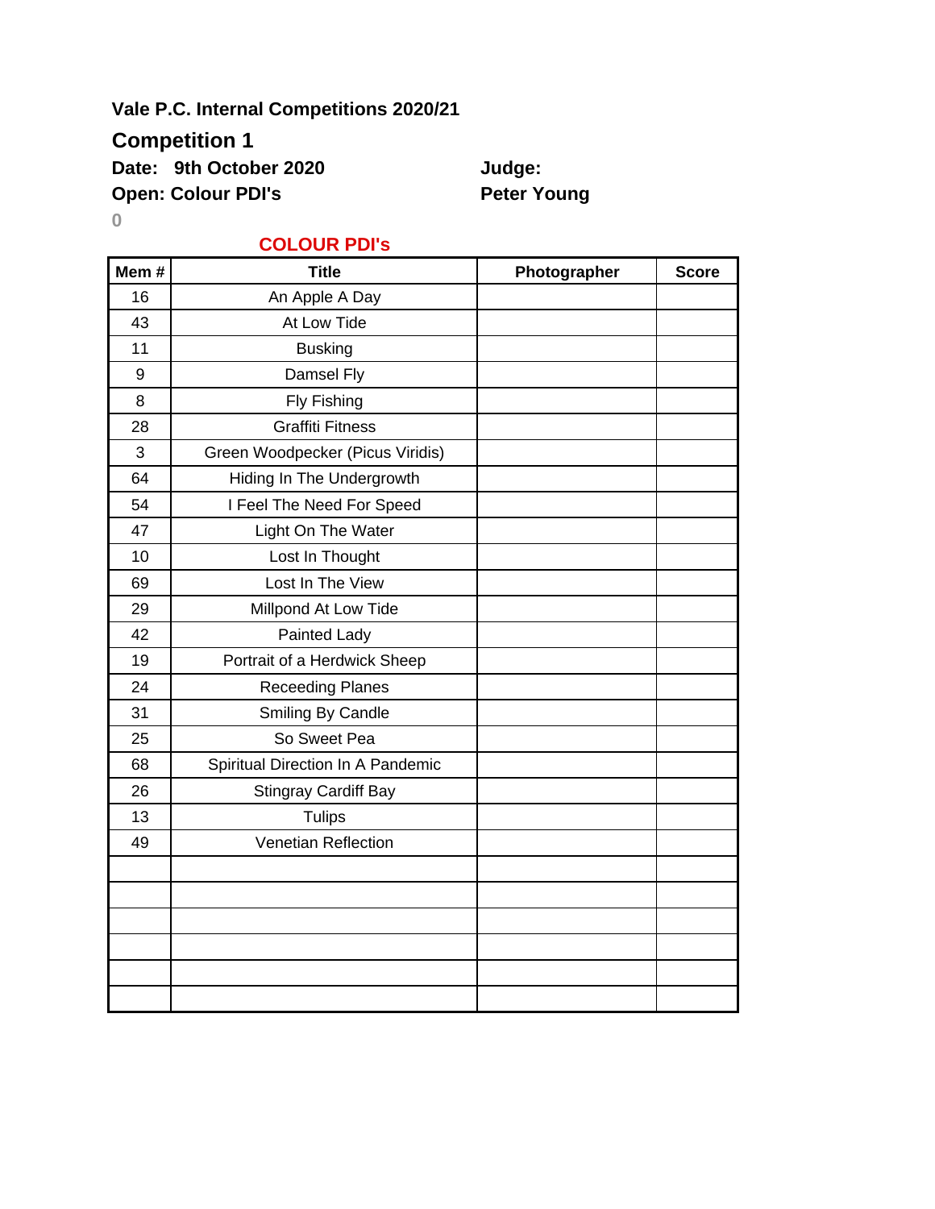**Vale P.C. Internal Competitions 2020/21**

## Competition 1

**Date: 9th October 2020**

**Open: Colour PDI's**

**Judge:**

**Peter Young**

0

**COLOUR PDI's**

| Mem # | Title | Photographer | Score |
|---|---|---|---|
| 16 | An Apple A Day | | |
| 43 | At Low Tide | | |
| 11 | Busking | | |
| 9 | Damsel Fly | | |
| 8 | Fly Fishing | | |
| 28 | Graffiti Fitness | | |
| 3 | Green Woodpecker (Picus Viridis) | | |
| 64 | Hiding In The Undergrowth | | |
| 54 | I Feel The Need For Speed | | |
| 47 | Light On The Water | | |
| 10 | Lost In Thought | | |
| 69 | Lost In The View | | |
| 29 | Millpond At Low Tide | | |
| 42 | Painted Lady | | |
| 19 | Portrait of a Herdwick Sheep | | |
| 24 | Receeding Planes | | |
| 31 | Smiling By Candle | | |
| 25 | So Sweet Pea | | |
| 68 | Spiritual Direction In A Pandemic | | |
| 26 | Stingray Cardiff Bay | | |
| 13 | Tulips | | |
| 49 | Venetian Reflection | | |
| | | | |
| | | | |
| | | | |
| | | | |
| | | | |
| | | | |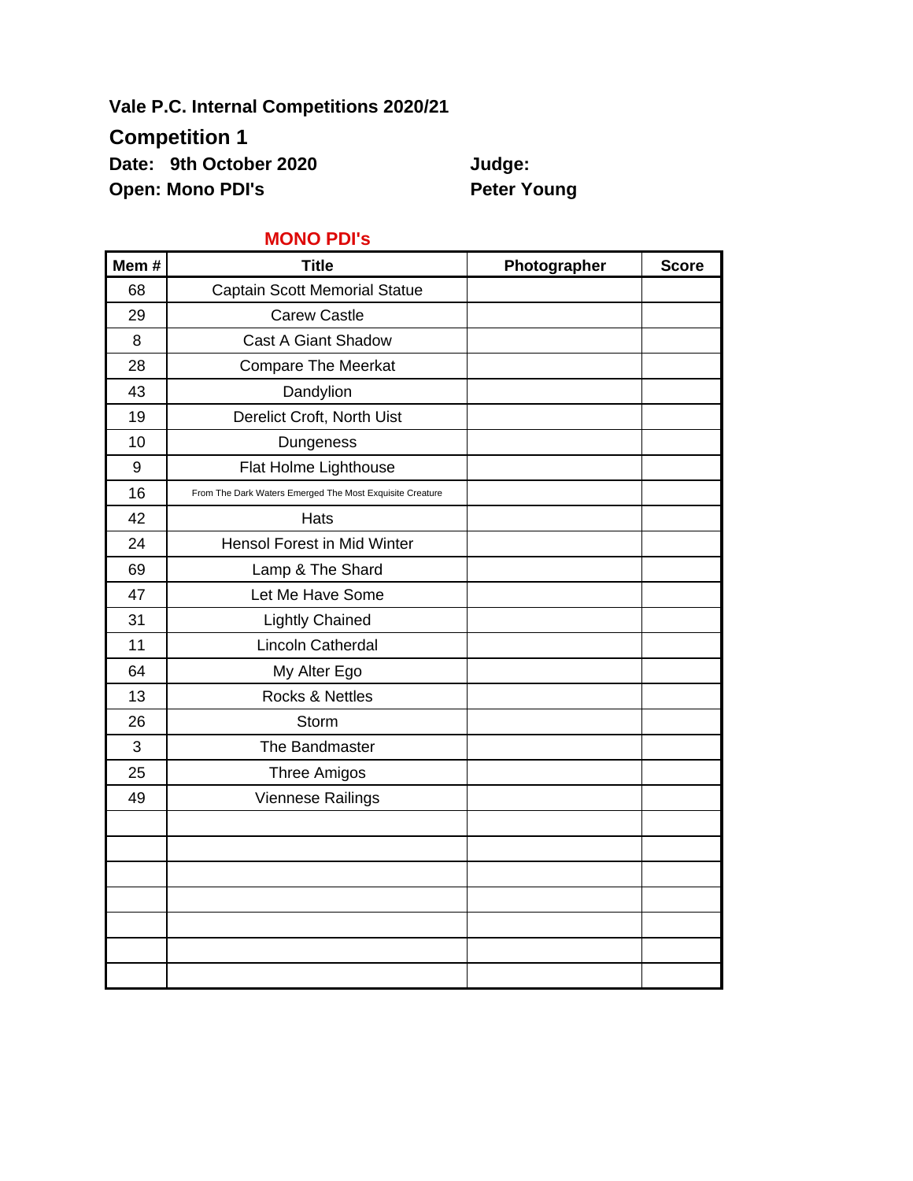**Vale P.C. Internal Competitions 2020/21**

## Competition 1

**Date: 9th October 2020** — **Judge: Peter Young**

**Open: Mono PDI's**

### MONO PDI's

| Mem # | Title | Photographer | Score |
|---|---|---|---|
| 68 | Captain Scott Memorial Statue | | |
| 29 | Carew Castle | | |
| 8 | Cast A Giant Shadow | | |
| 28 | Compare The Meerkat | | |
| 43 | Dandylion | | |
| 19 | Derelict Croft, North Uist | | |
| 10 | Dungeness | | |
| 9 | Flat Holme Lighthouse | | |
| 16 | From The Dark Waters Emerged The Most Exquisite Creature | | |
| 42 | Hats | | |
| 24 | Hensol Forest in Mid Winter | | |
| 69 | Lamp & The Shard | | |
| 47 | Let Me Have Some | | |
| 31 | Lightly Chained | | |
| 11 | Lincoln Catherdal | | |
| 64 | My Alter Ego | | |
| 13 | Rocks & Nettles | | |
| 26 | Storm | | |
| 3 | The Bandmaster | | |
| 25 | Three Amigos | | |
| 49 | Viennese Railings | | |
| | | | |
| | | | |
| | | | |
| | | | |
| | | | |
| | | | |
| | | | |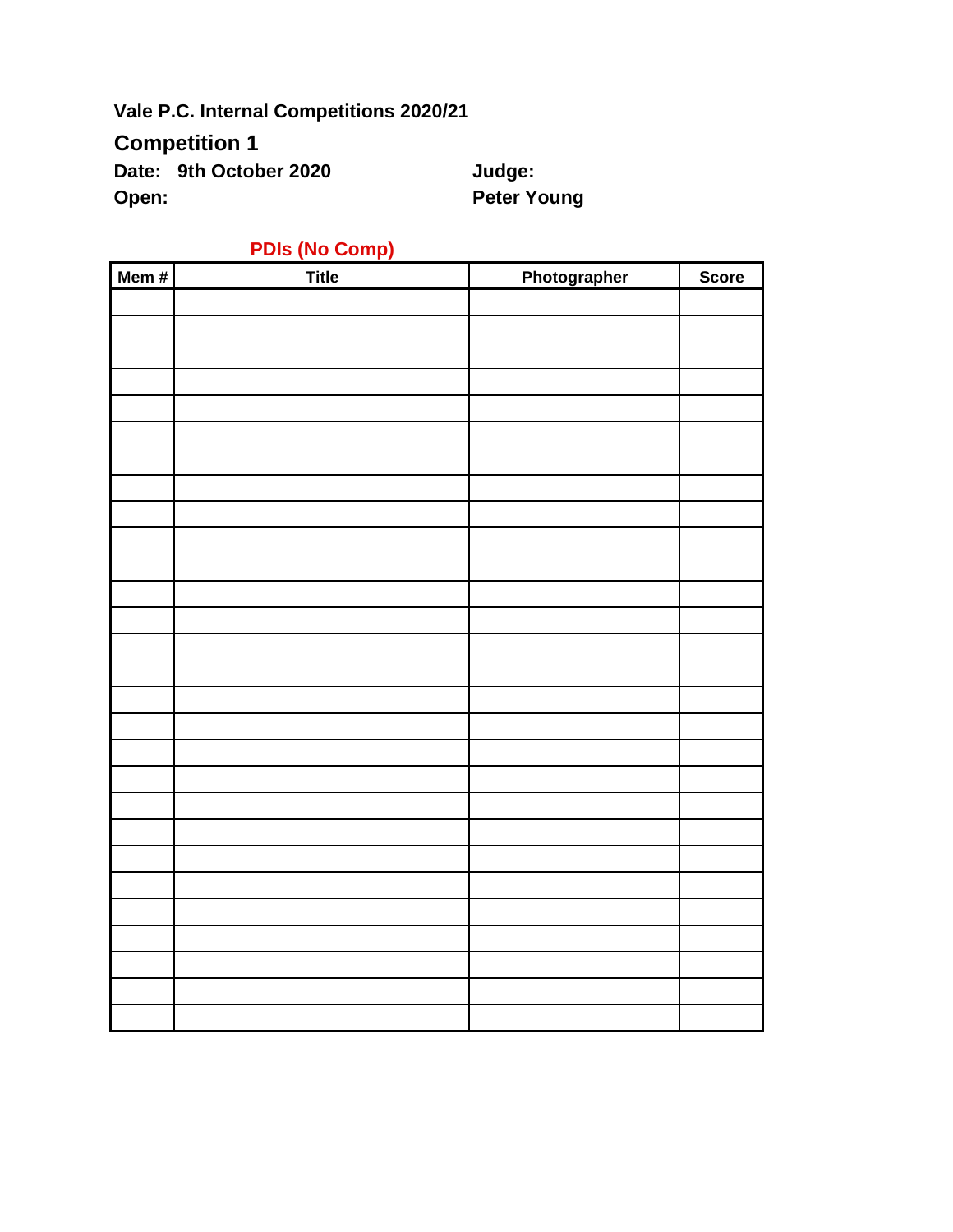**Vale P.C. Internal Competitions 2020/21**

## Competition 1

**Date: 9th October 2020** **Judge:**

**Open:** **Peter Young**

**PDIs (No Comp)**

| Mem # | Title | Photographer | Score |
|---|---|---|---|
| | | | |
| | | | |
| | | | |
| | | | |
| | | | |
| | | | |
| | | | |
| | | | |
| | | | |
| | | | |
| | | | |
| | | | |
| | | | |
| | | | |
| | | | |
| | | | |
| | | | |
| | | | |
| | | | |
| | | | |
| | | | |
| | | | |
| | | | |
| | | | |
| | | | |
| | | | |
| | | | |
| | | | |
| | | | |